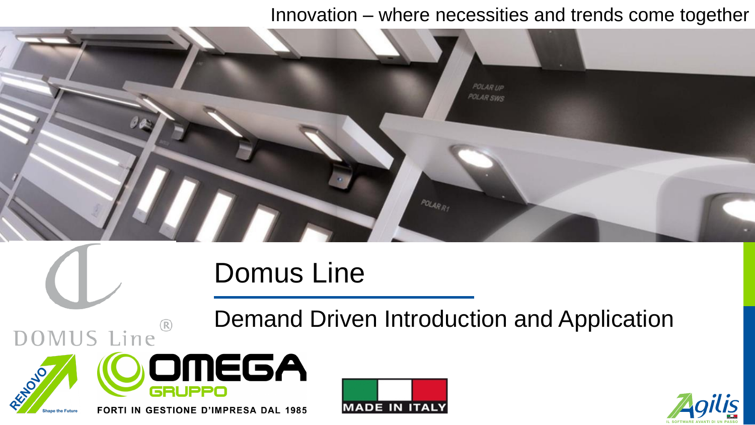Innovation – where necessities and trends come together

# Domus Line

## Demand Driven Introduction and Application

DOMUS Line®

RENOVO Shape the Future

OMEGA GRUPPO

FORTI IN GESTIONE D'IMPRESA DAL 1985

MADE IN ITALY

Agilis IL SOFTWARE AVANTI DI UN PASSO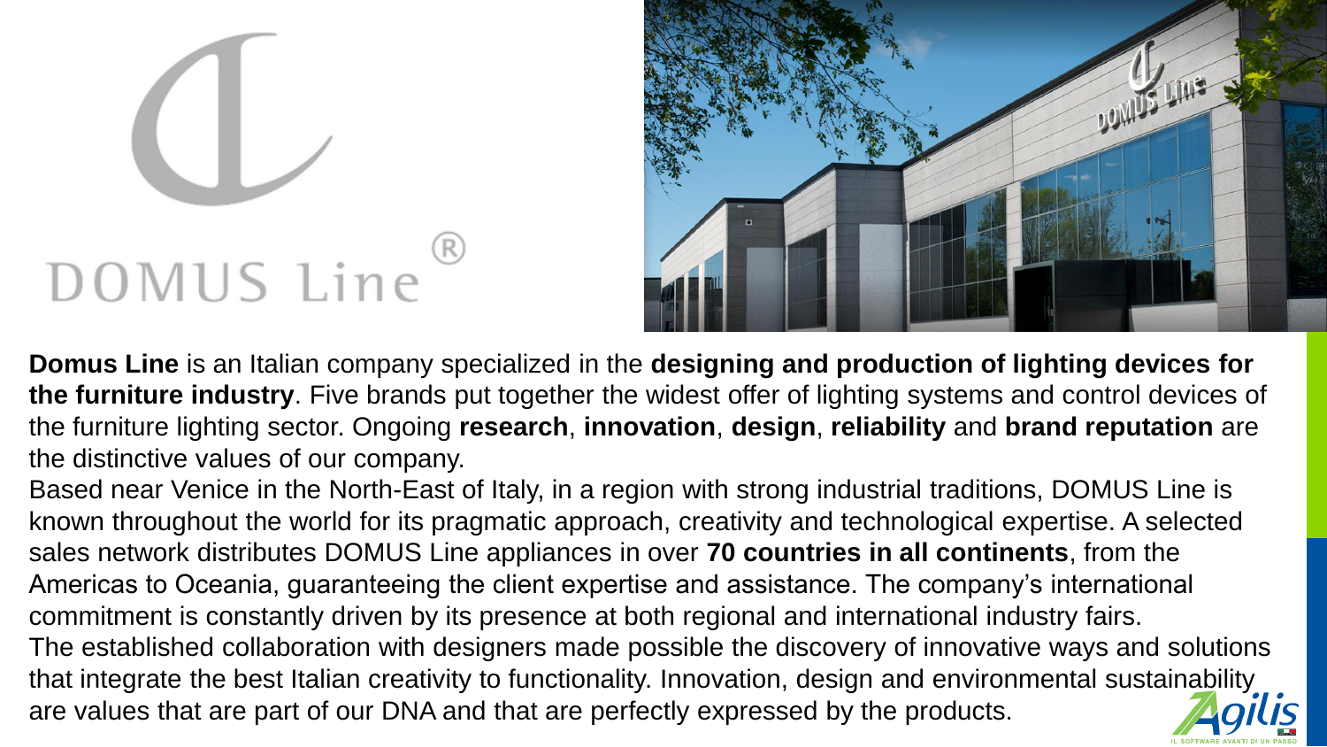**Domus Line** is an Italian company specialized in the **designing and production of lighting devices for the furniture industry**. Five brands put together the widest offer of lighting systems and control devices of the furniture lighting sector. Ongoing **research**, **innovation**, **design**, **reliability** and **brand reputation** are the distinctive values of our company.

Based near Venice in the North-East of Italy, in a region with strong industrial traditions, DOMUS Line is known throughout the world for its pragmatic approach, creativity and technological expertise. A selected sales network distributes DOMUS Line appliances in over **70 countries in all continents**, from the Americas to Oceania, guaranteeing the client expertise and assistance. The company's international commitment is constantly driven by its presence at both regional and international industry fairs.

The established collaboration with designers made possible the discovery of innovative ways and solutions that integrate the best Italian creativity to functionality. Innovation, design and environmental sustainability are values that are part of our DNA and that are perfectly expressed by the products.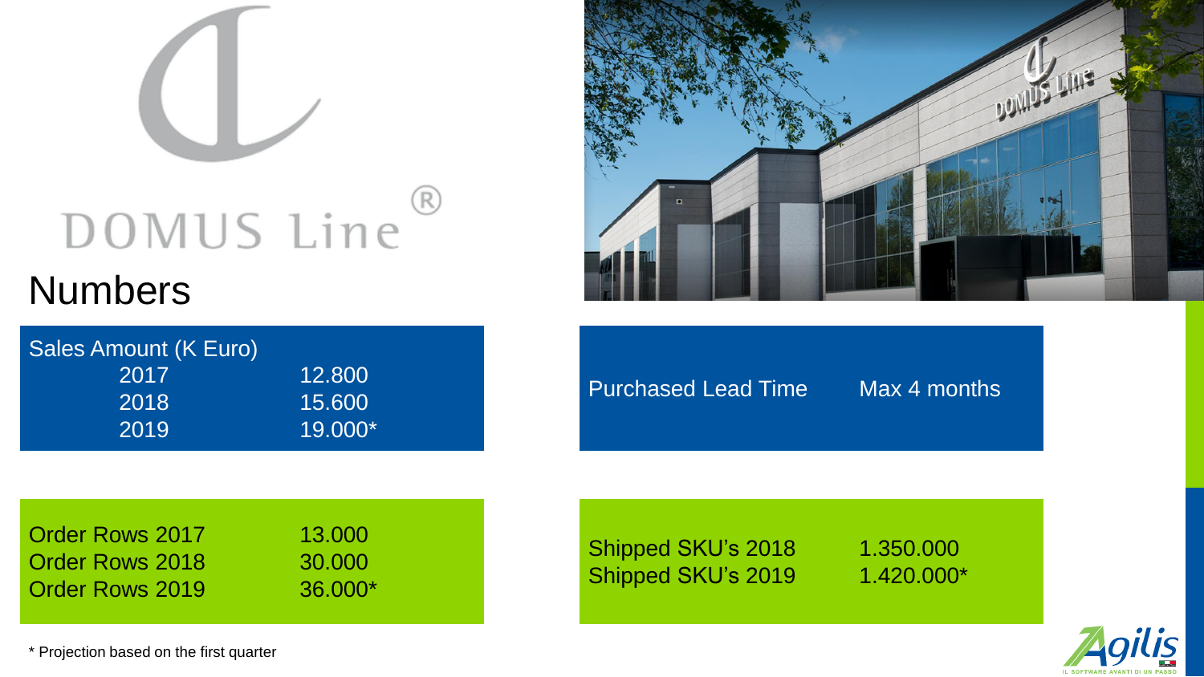DOMUS Line®

# Numbers

| Sales Amount (K Euro) | |
|---|---|
| 2017 | 12.800 |
| 2018 | 15.600 |
| 2019 | 19.000* |

| Purchased Lead Time | Max 4 months |
|---|---|

| Order Rows | |
|---|---|
| Order Rows 2017 | 13.000 |
| Order Rows 2018 | 30.000 |
| Order Rows 2019 | 36.000* |

| Shipped SKU's | |
|---|---|
| Shipped SKU's 2018 | 1.350.000 |
| Shipped SKU's 2019 | 1.420.000* |

* Projection based on the first quarter

Agilis – IL SOFTWARE AVANTI DI UN PASSO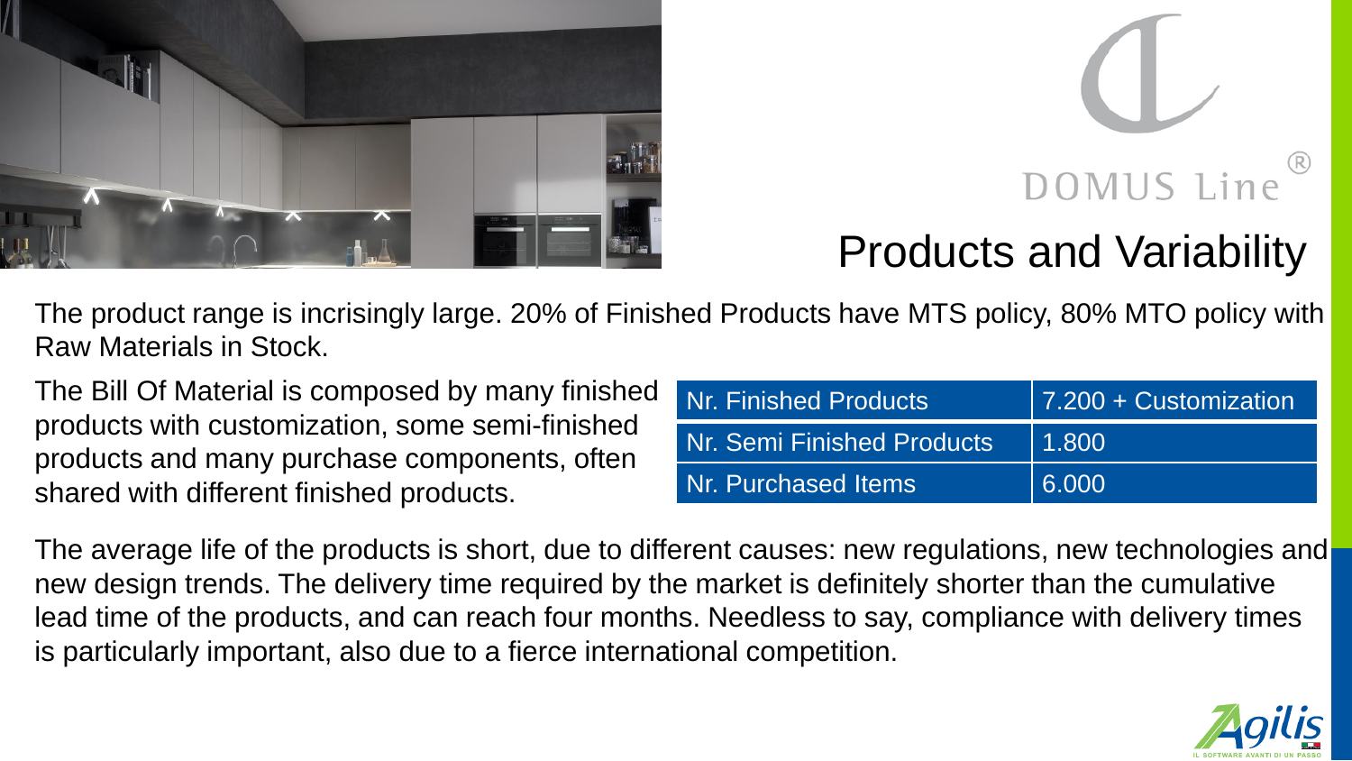DOMUS Line®

# Products and Variability

The product range is incrisingly large. 20% of Finished Products have MTS policy, 80% MTO policy with Raw Materials in Stock.

The Bill Of Material is composed by many finished products with customization, some semi-finished products and many purchase components, often shared with different finished products.

| Nr. Finished Products | 7.200 + Customization |
|---|---|
| Nr. Semi Finished Products | 1.800 |
| Nr. Purchased Items | 6.000 |

The average life of the products is short, due to different causes: new regulations, new technologies and new design trends. The delivery time required by the market is definitely shorter than the cumulative lead time of the products, and can reach four months. Needless to say, compliance with delivery times is particularly important, also due to a fierce international competition.

Agilis
IL SOFTWARE AVANTI DI UN PASSO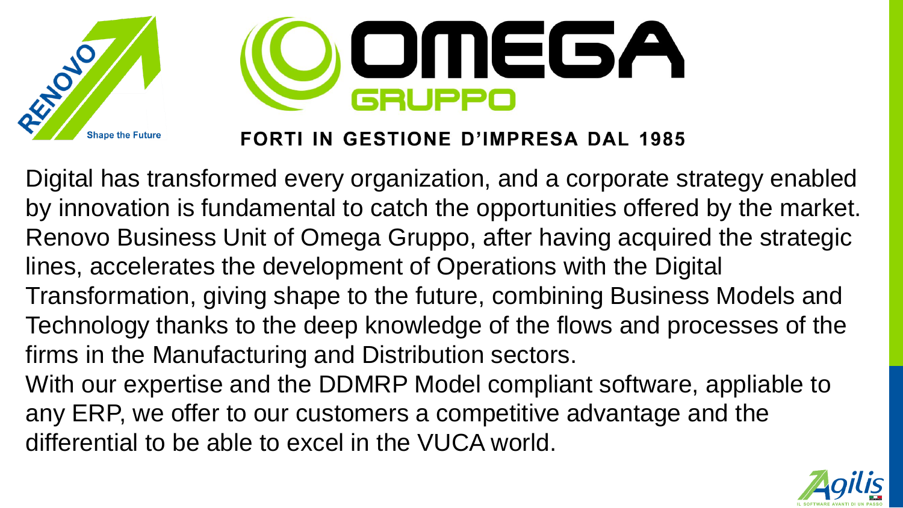RENOVO Shape the Future

OMEGA GRUPPO

**FORTI IN GESTIONE D'IMPRESA DAL 1985**

Digital has transformed every organization, and a corporate strategy enabled by innovation is fundamental to catch the opportunities offered by the market. Renovo Business Unit of Omega Gruppo, after having acquired the strategic lines, accelerates the development of Operations with the Digital Transformation, giving shape to the future, combining Business Models and Technology thanks to the deep knowledge of the flows and processes of the firms in the Manufacturing and Distribution sectors.

With our expertise and the DDMRP Model compliant software, appliable to any ERP, we offer to our customers a competitive advantage and the differential to be able to excel in the VUCA world.

Agilis IL SOFTWARE AVANTI DI UN PASSO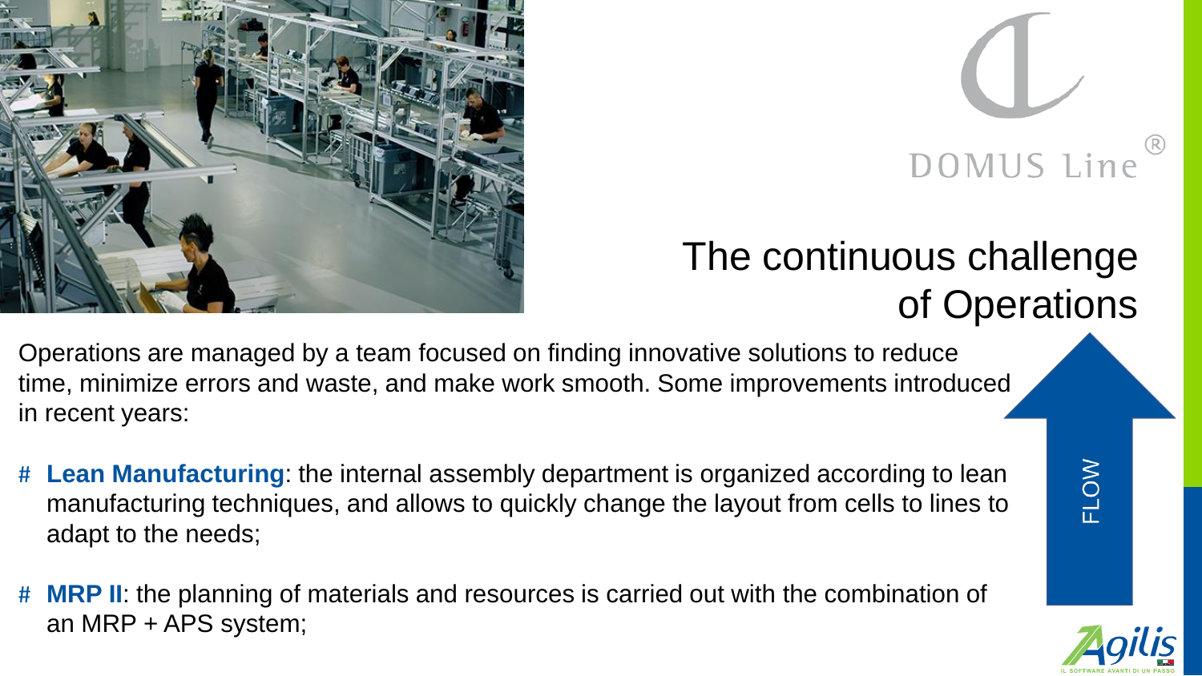DOMUS Line®

## The continuous challenge of Operations

Operations are managed by a team focused on finding innovative solutions to reduce time, minimize errors and waste, and make work smooth. Some improvements introduced in recent years:

- **Lean Manufacturing**: the internal assembly department is organized according to lean manufacturing techniques, and allows to quickly change the layout from cells to lines to adapt to the needs;
- **MRP II**: the planning of materials and resources is carried out with the combination of an MRP + APS system;

FLOW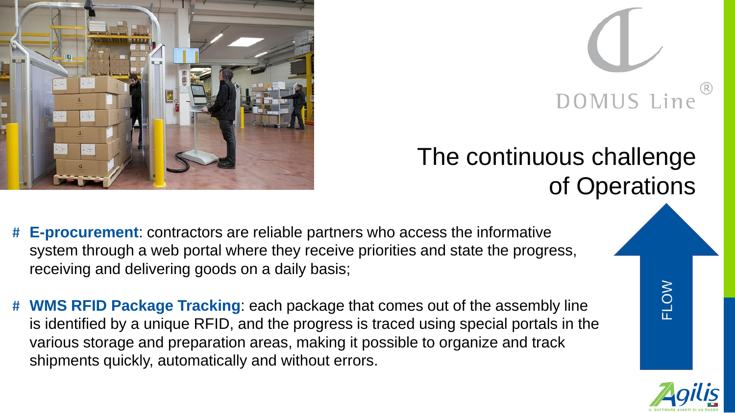DOMUS Line®

# The continuous challenge of Operations

- **E-procurement**: contractors are reliable partners who access the informative system through a web portal where they receive priorities and state the progress, receiving and delivering goods on a daily basis;
- **WMS RFID Package Tracking**: each package that comes out of the assembly line is identified by a unique RFID, and the progress is traced using special portals in the various storage and preparation areas, making it possible to organize and track shipments quickly, automatically and without errors.

FLOW

Agilis
IL SOFTWARE AVANTI DI UN PASSO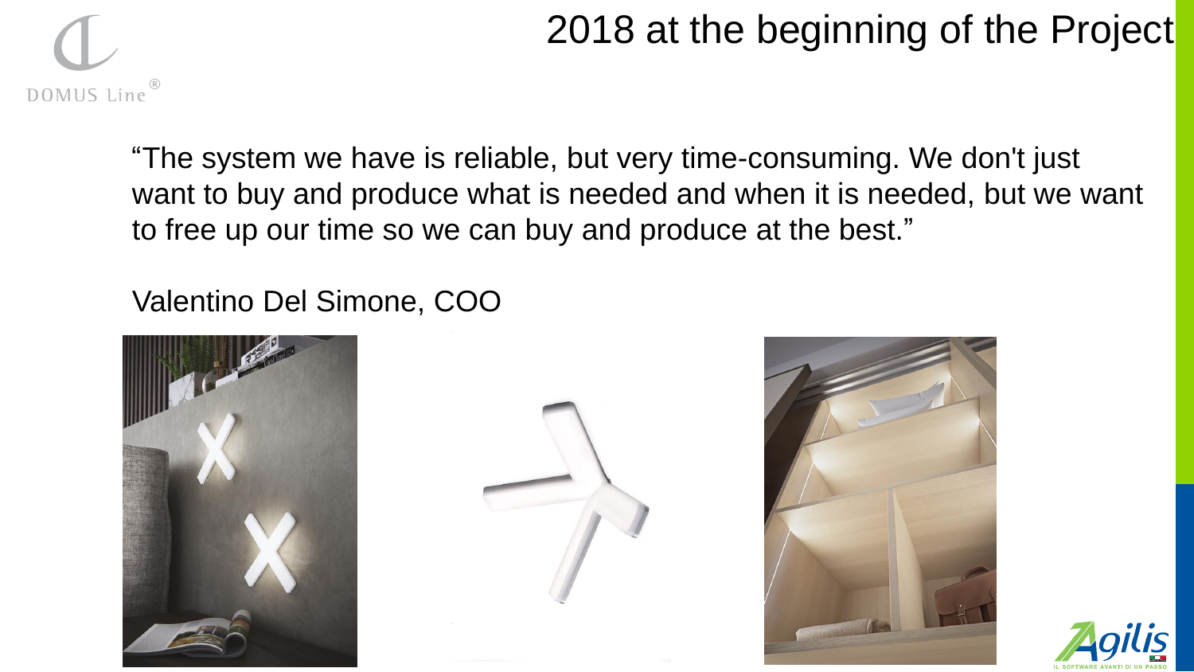# 2018 at the beginning of the Project

"The system we have is reliable, but very time-consuming. We don't just want to buy and produce what is needed and when it is needed, but we want to free up our time so we can buy and produce at the best."

Valentino Del Simone, COO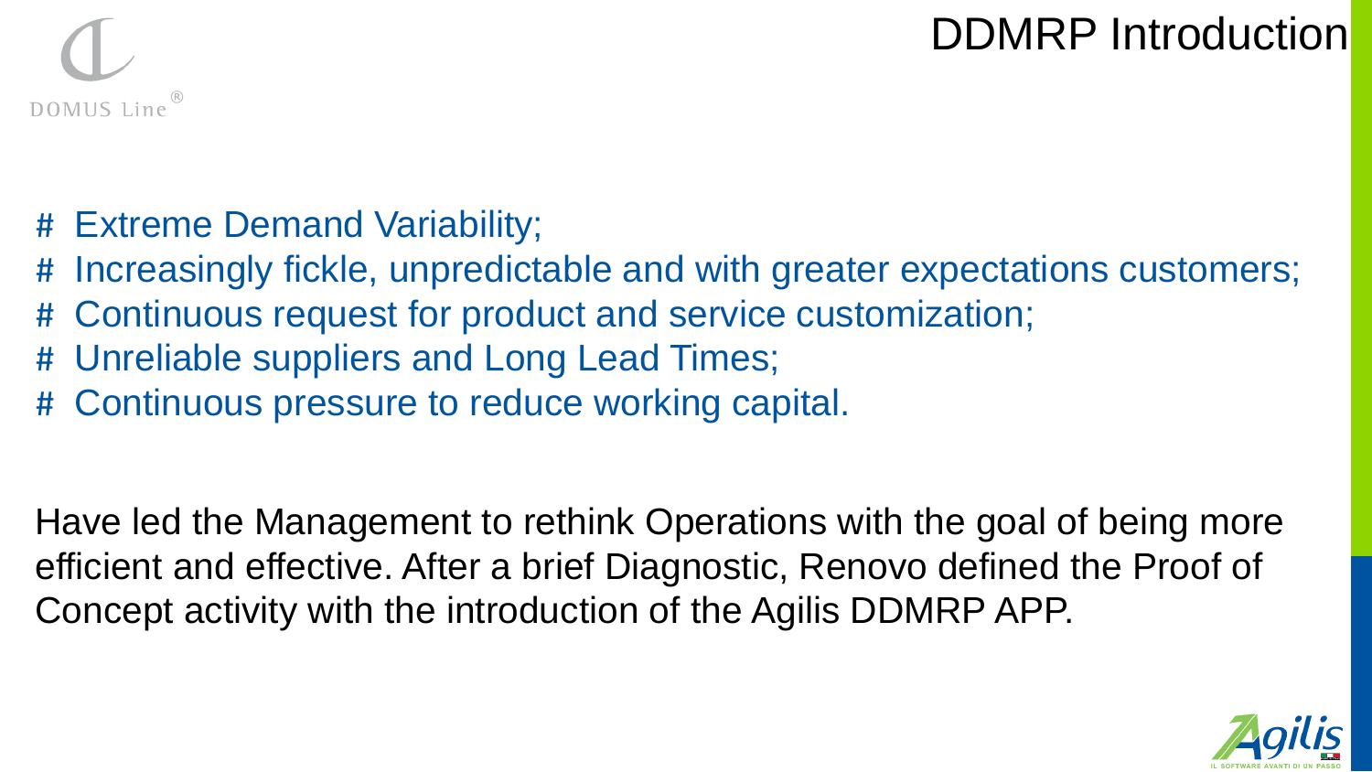# DDMRP Introduction

# Extreme Demand Variability;
# Increasingly fickle, unpredictable and with greater expectations customers;
# Continuous request for product and service customization;
# Unreliable suppliers and Long Lead Times;
# Continuous pressure to reduce working capital.

Have led the Management to rethink Operations with the goal of being more efficient and effective. After a brief Diagnostic, Renovo defined the Proof of Concept activity with the introduction of the Agilis DDMRP APP.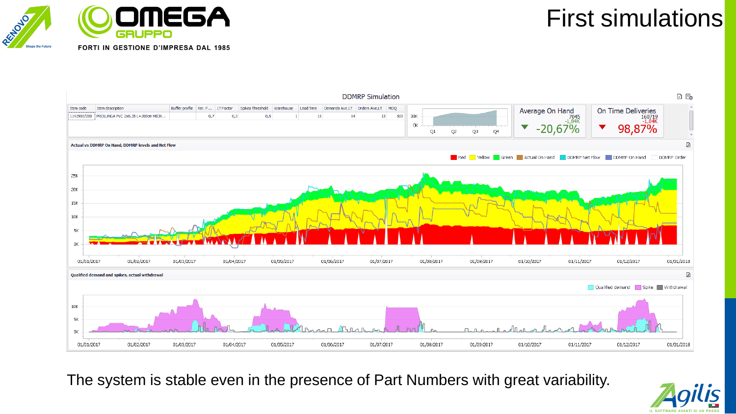# First simulations

## DDMRP Simulation

| Item code | Item description | Buffer profile | Var. F... | LT Factor | Spikes Threshold | Warehouse | Lead Time | Demands Ave.LT | Orders Ave.LT | MOQ |
|---|---|---|---|---|---|---|---|---|---|---|
| 1142900/200 | PROLUNGA PVC 2x0.35 L=200cm MICR... | | 0,7 | 0,3 | 0,5 | 1 | 15 | 14 | 13 | 500 |

**Average On Hand**: 7045, -1,84K, -20,67%

**On Time Deliveries**: 160719, -1,84K, 98,87%

**Actual vs DDMRP On Hand, DDMRP levels and Net Flow**

Legend: Red, Yellow, Green, Actual On Hand, DDMRP Net Flow, DDMRP On Hand, DDMRP Order

**Qualified demand and spikes, actual withdrawal**

Legend: Qualified demand, Spike, Withdrawal

The system is stable even in the presence of Part Numbers with great variability.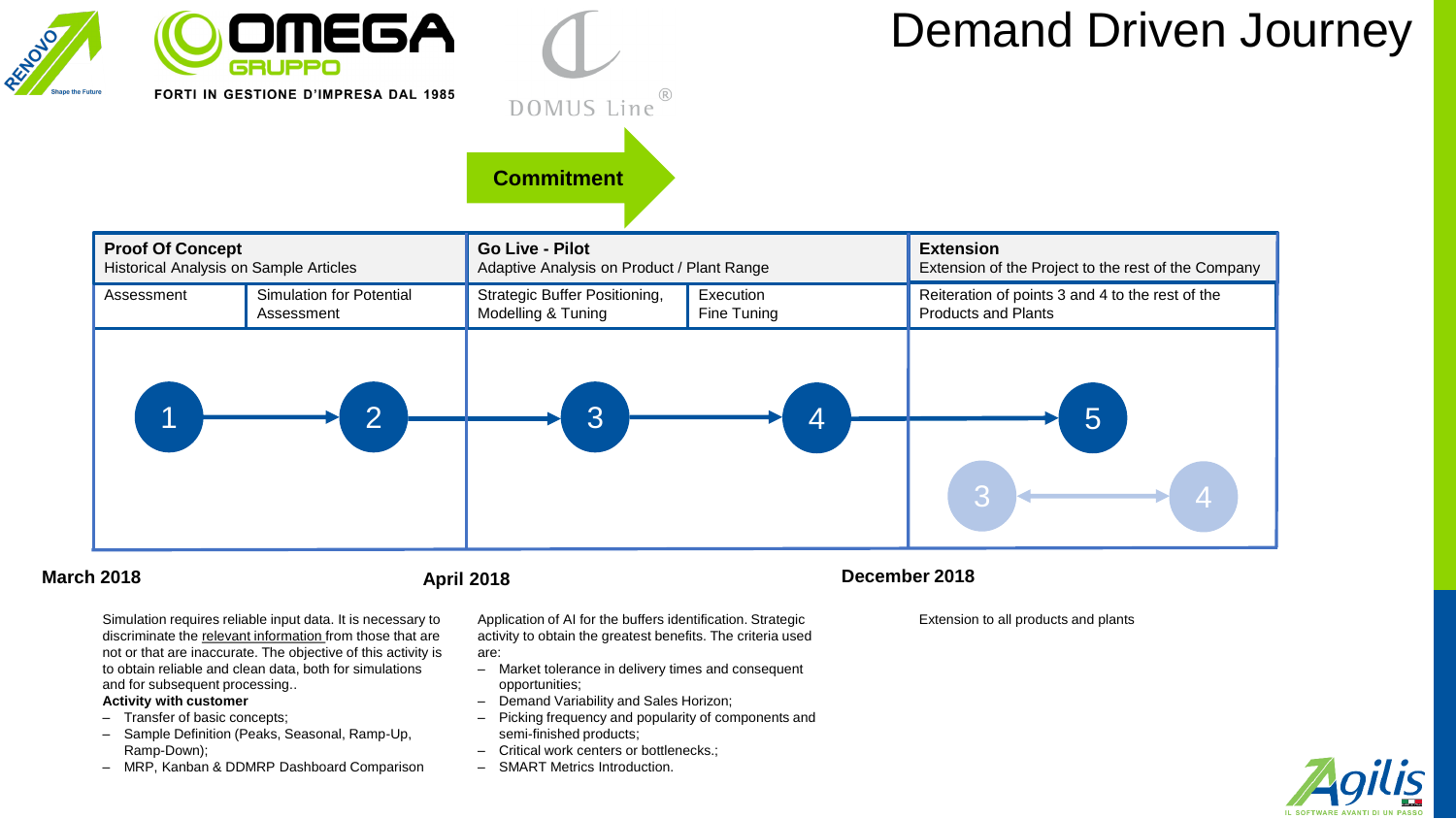# Demand Driven Journey

**Commitment**

| **Proof Of Concept**<br>Historical Analysis on Sample Articles | | **Go Live - Pilot**<br>Adaptive Analysis on Product / Plant Range | | **Extension**<br>Extension of the Project to the rest of the Company |
|---|---|---|---|---|
| Assessment | Simulation for Potential Assessment | Strategic Buffer Positioning, Modelling & Tuning | Execution Fine Tuning | Reiteration of points 3 and 4 to the rest of the Products and Plants |
| 1 | 2 | 3 | 4 | 5 (3 ↔ 4) |

**March 2018**

Simulation requires reliable input data. It is necessary to discriminate the relevant information from those that are not or that are inaccurate. The objective of this activity is to obtain reliable and clean data, both for simulations and for subsequent processing..

**Activity with customer**

- Transfer of basic concepts;
- Sample Definition (Peaks, Seasonal, Ramp-Up, Ramp-Down);
- MRP, Kanban & DDMRP Dashboard Comparison

**April 2018**

Application of AI for the buffers identification. Strategic activity to obtain the greatest benefits. The criteria used are:

- Market tolerance in delivery times and consequent opportunities;
- Demand Variability and Sales Horizon;
- Picking frequency and popularity of components and semi-finished products;
- Critical work centers or bottlenecks.;
- SMART Metrics Introduction.

**December 2018**

Extension to all products and plants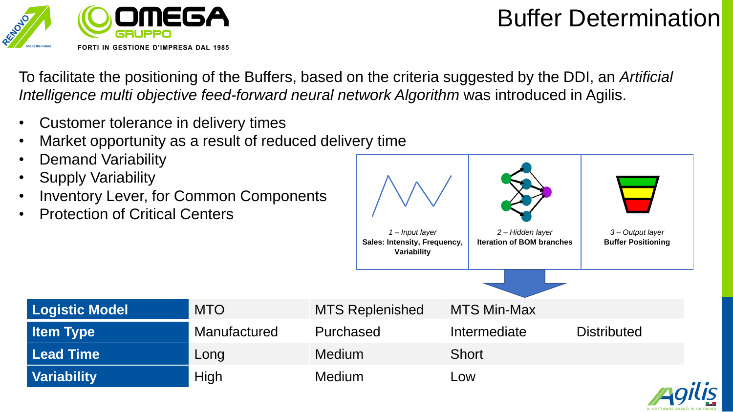# Buffer Determination

To facilitate the positioning of the Buffers, based on the criteria suggested by the DDI, an *Artificial Intelligence multi objective feed-forward neural network Algorithm* was introduced in Agilis.

- Customer tolerance in delivery times
- Market opportunity as a result of reduced delivery time
- Demand Variability
- Supply Variability
- Inventory Lever, for Common Components
- Protection of Critical Centers

| *1 – Input layer* | *2 – Hidden layer* | *3 – Output layer* |
|---|---|---|
| **Sales: Intensity, Frequency, Variability** | **Iteration of BOM branches** | **Buffer Positioning** |

| **Logistic Model** | MTO | MTS Replenished | MTS Min-Max | |
|---|---|---|---|---|
| **Item Type** | Manufactured | Purchased | Intermediate | Distributed |
| **Lead Time** | Long | Medium | Short | |
| **Variability** | High | Medium | Low | |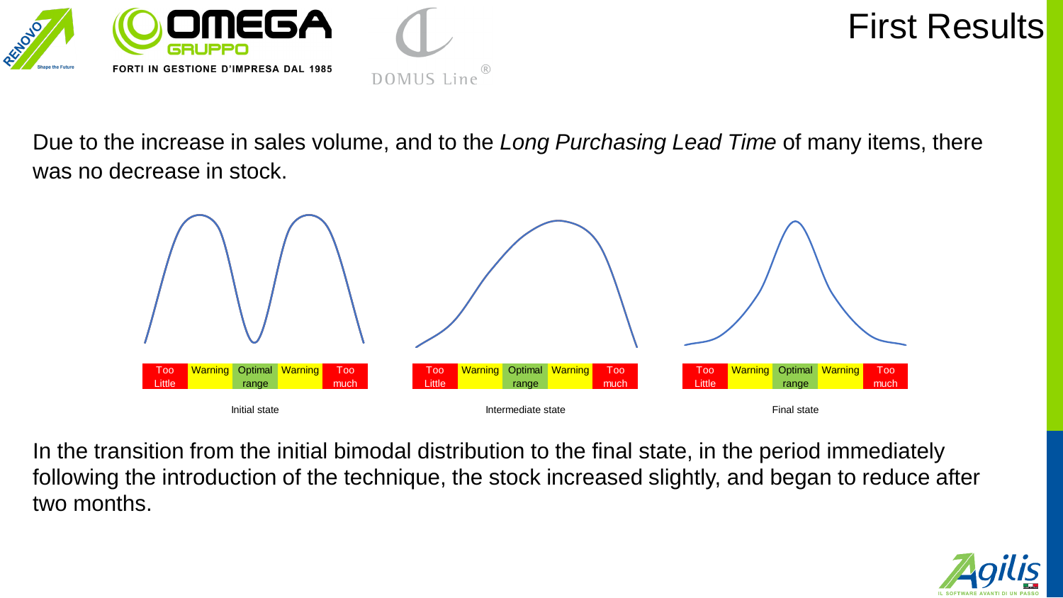# First Results

Due to the increase in sales volume, and to the *Long Purchasing Lead Time* of many items, there was no decrease in stock.

| Too Little | Warning | Optimal range | Warning | Too much |
|---|---|---|---|---|

Initial state

| Too Little | Warning | Optimal range | Warning | Too much |
|---|---|---|---|---|

Intermediate state

| Too Little | Warning | Optimal range | Warning | Too much |
|---|---|---|---|---|

Final state

In the transition from the initial bimodal distribution to the final state, in the period immediately following the introduction of the technique, the stock increased slightly, and began to reduce after two months.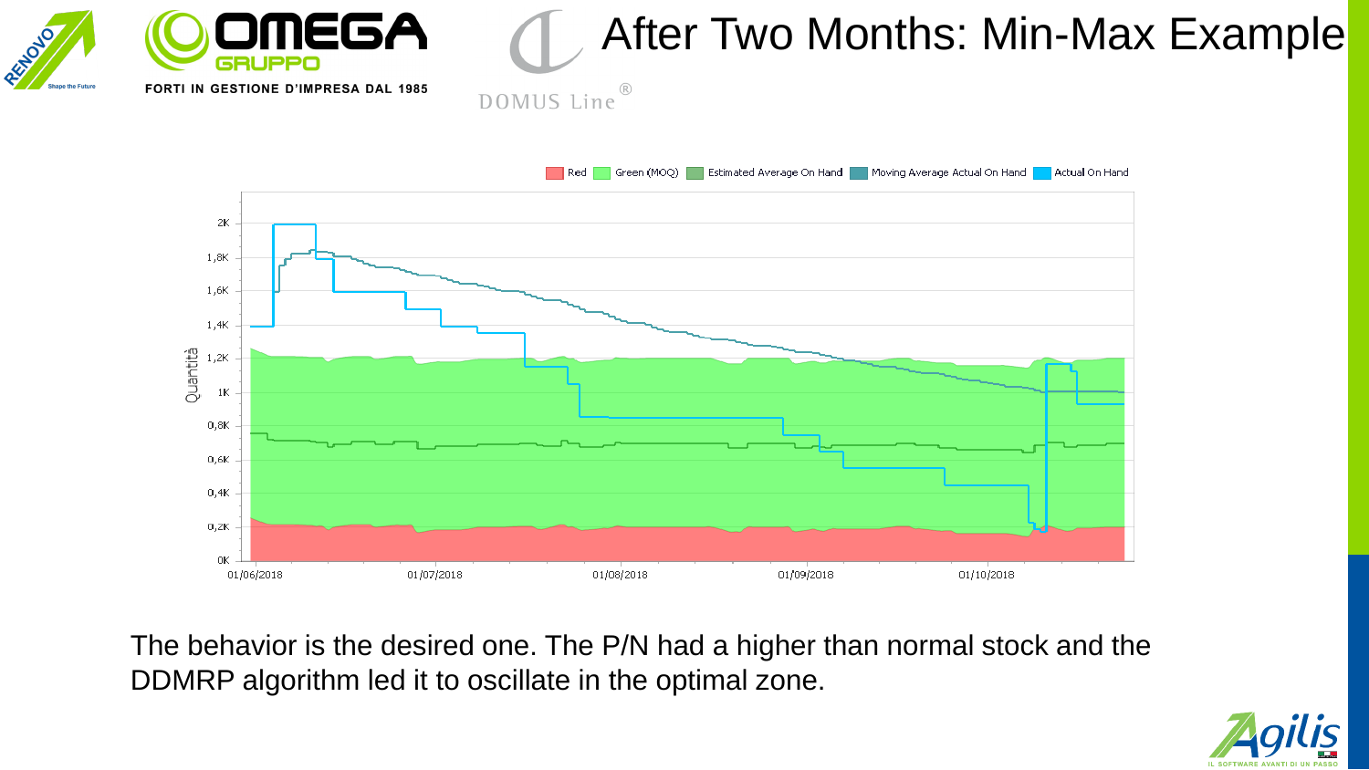# After Two Months: Min-Max Example

The behavior is the desired one. The P/N had a higher than normal stock and the DDMRP algorithm led it to oscillate in the optimal zone.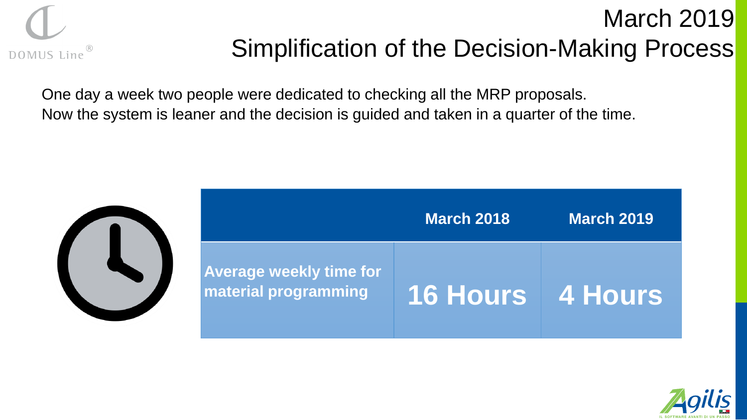# March 2019
# Simplification of the Decision-Making Process

One day a week two people were dedicated to checking all the MRP proposals.
Now the system is leaner and the decision is guided and taken in a quarter of the time.

| | March 2018 | March 2019 |
|---|---|---|
| **Average weekly time for material programming** | **16 Hours** | **4 Hours** |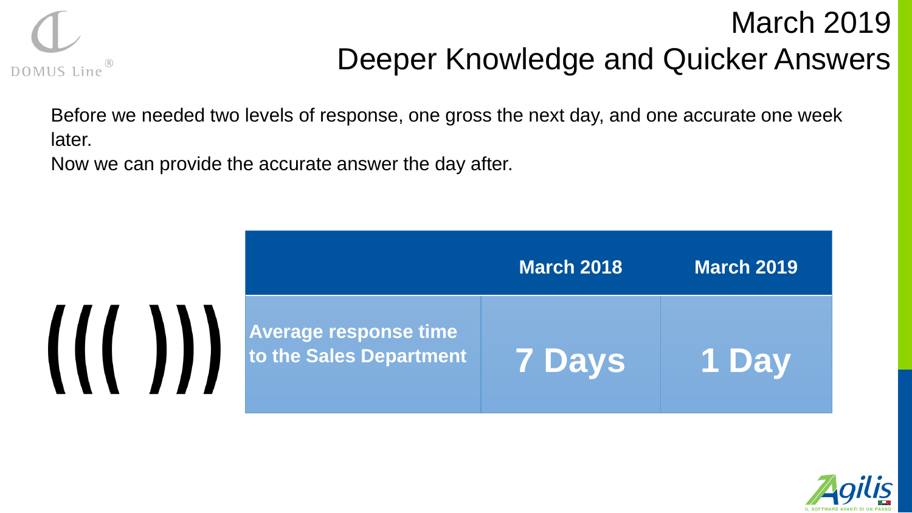# March 2019
## Deeper Knowledge and Quicker Answers

Before we needed two levels of response, one gross the next day, and one accurate one week later.
Now we can provide the accurate answer the day after.

| | March 2018 | March 2019 |
|---|---|---|
| **Average response time to the Sales Department** | **7 Days** | **1 Day** |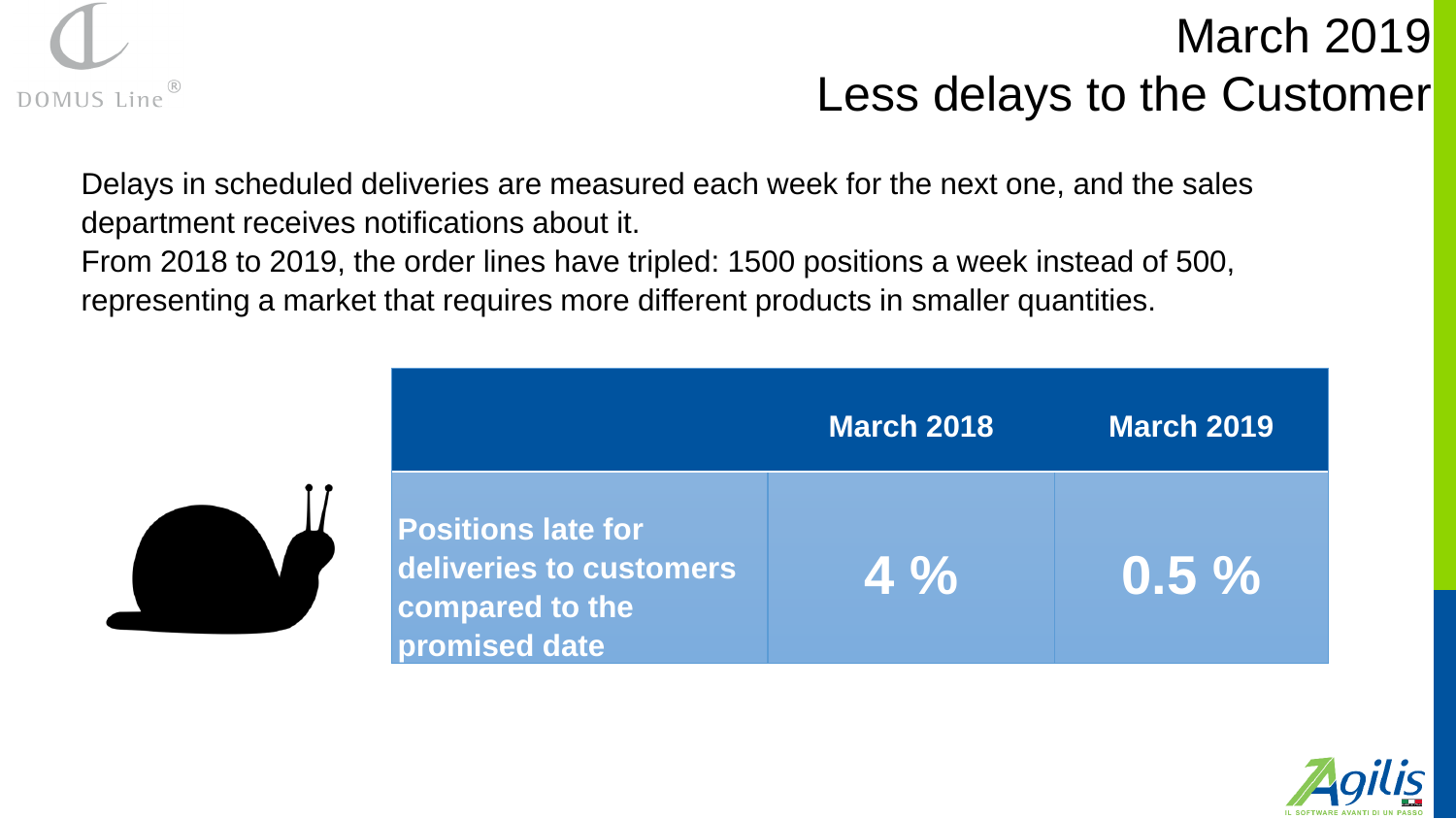# March 2019
# Less delays to the Customer

Delays in scheduled deliveries are measured each week for the next one, and the sales department receives notifications about it.
From 2018 to 2019, the order lines have tripled: 1500 positions a week instead of 500, representing a market that requires more different products in smaller quantities.

| | March 2018 | March 2019 |
|---|---|---|
| **Positions late for deliveries to customers compared to the promised date** | **4 %** | **0.5 %** |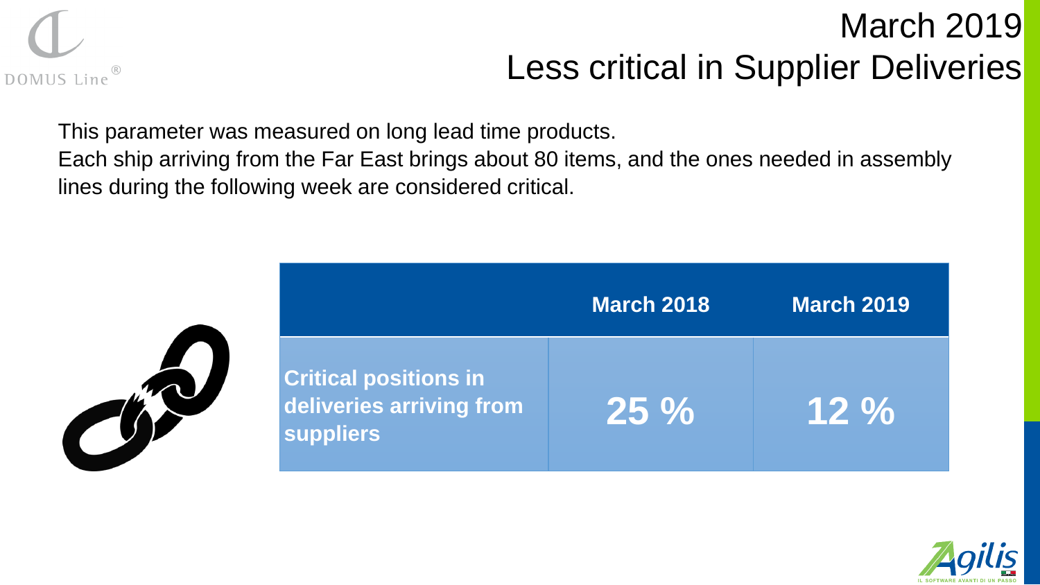# March 2019
# Less critical in Supplier Deliveries

This parameter was measured on long lead time products.
Each ship arriving from the Far East brings about 80 items, and the ones needed in assembly lines during the following week are considered critical.

| | March 2018 | March 2019 |
|---|---|---|
| **Critical positions in deliveries arriving from suppliers** | **25 %** | **12 %** |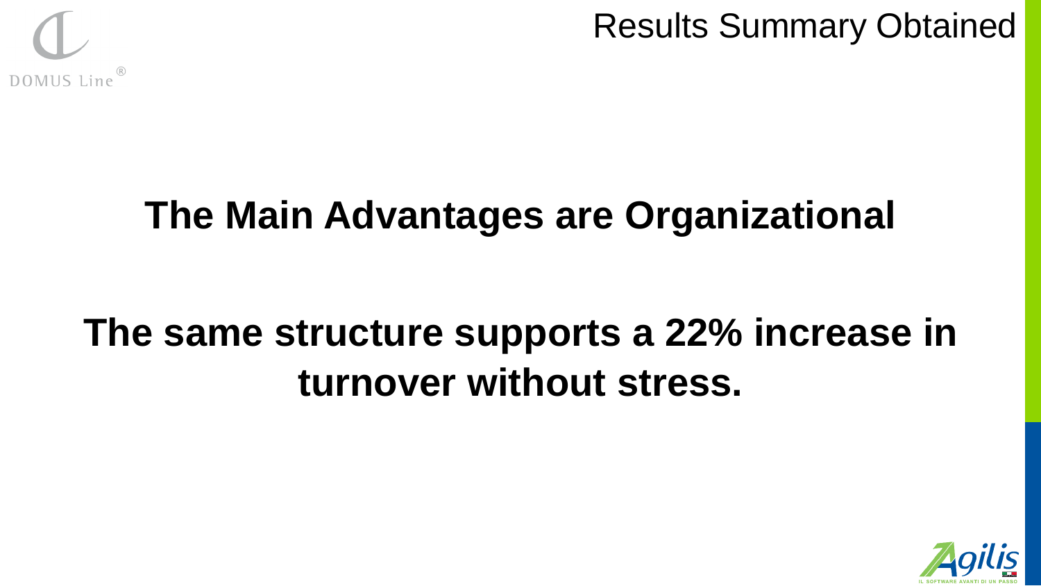# Results Summary Obtained

## The Main Advantages are Organizational

## The same structure supports a 22% increase in turnover without stress.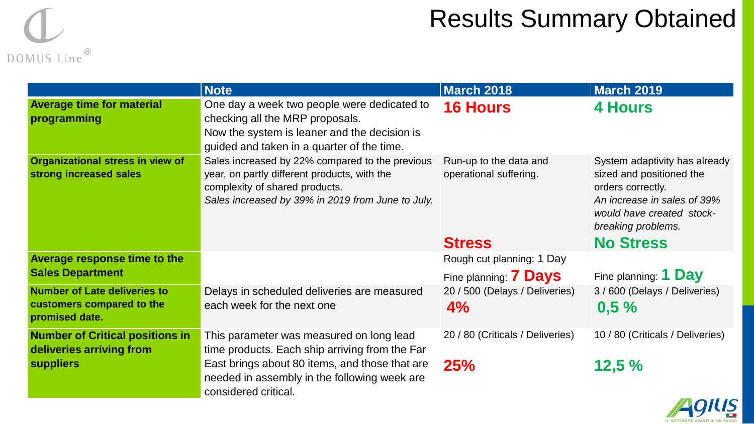# Results Summary Obtained

| | Note | March 2018 | March 2019 |
|---|---|---|---|
| **Average time for material programming** | One day a week two people were dedicated to checking all the MRP proposals. Now the system is leaner and the decision is guided and taken in a quarter of the time. | **16 Hours** | **4 Hours** |
| **Organizational stress in view of strong increased sales** | Sales increased by 22% compared to the previous year, on partly different products, with the complexity of shared products. *Sales increased by 39% in 2019 from June to July.* | Run-up to the data and operational suffering. **Stress** | System adaptivity has already sized and positioned the orders correctly. *An increase in sales of 39% would have created stock-breaking problems.* **No Stress** |
| **Average response time to the Sales Department** | | Rough cut planning: 1 Day<br>Fine planning: **7 Days** | Fine planning: **1 Day** |
| **Number of Late deliveries to customers compared to the promised date.** | Delays in scheduled deliveries are measured each week for the next one | 20 / 500 (Delays / Deliveries) **4%** | 3 / 600 (Delays / Deliveries) **0,5 %** |
| **Number of Critical positions in deliveries arriving from suppliers** | This parameter was measured on long lead time products. Each ship arriving from the Far East brings about 80 items, and those that are needed in assembly in the following week are considered critical. | 20 / 80 (Criticals / Deliveries) **25%** | 10 / 80 (Criticals / Deliveries) **12,5 %** |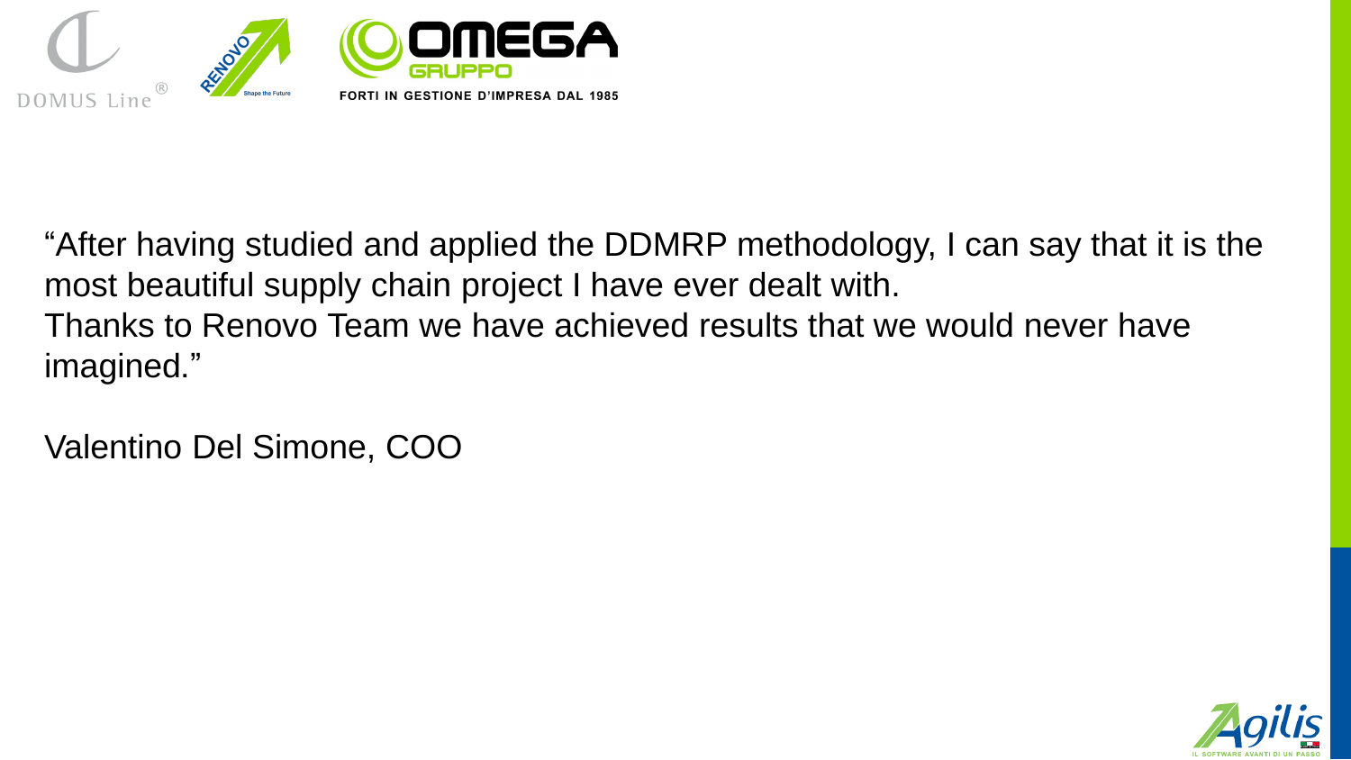DOMUS Line®

RENOVO Shape the Future

OMEGA GRUPPO

FORTI IN GESTIONE D'IMPRESA DAL 1985

"After having studied and applied the DDMRP methodology, I can say that it is the most beautiful supply chain project I have ever dealt with.
Thanks to Renovo Team we have achieved results that we would never have imagined."

Valentino Del Simone, COO

Agilis

IL SOFTWARE AVANTI DI UN PASSO